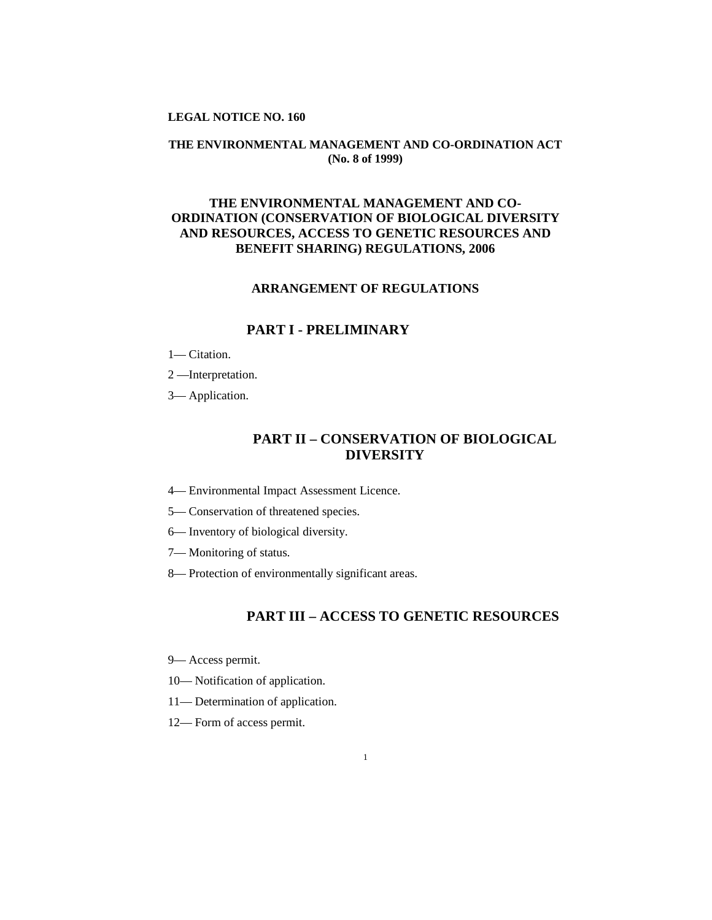**LEGAL NOTICE NO. 160**

**THE ENVIRONMENTAL MANAGEMENT AND CO-ORDINATION ACT (No. 8 of 1999)**

# THE ENVIRONMENTAL MANAGEMENT AND CO-ORDINATION (CONSERVATION OF BIOLOGICAL DIVERSITY AND RESOURCES, ACCESS TO GENETIC RESOURCES AND BENEFIT SHARING) REGULATIONS, 2006

## ARRANGEMENT OF REGULATIONS

## PART I - PRELIMINARY

1— Citation.

2 —Interpretation.

3— Application.

## PART II – CONSERVATION OF BIOLOGICAL DIVERSITY

4— Environmental Impact Assessment Licence.

5— Conservation of threatened species.

6— Inventory of biological diversity.

7— Monitoring of status.

8— Protection of environmentally significant areas.

## PART III – ACCESS TO GENETIC RESOURCES

9— Access permit.

10— Notification of application.

11— Determination of application.

12— Form of access permit.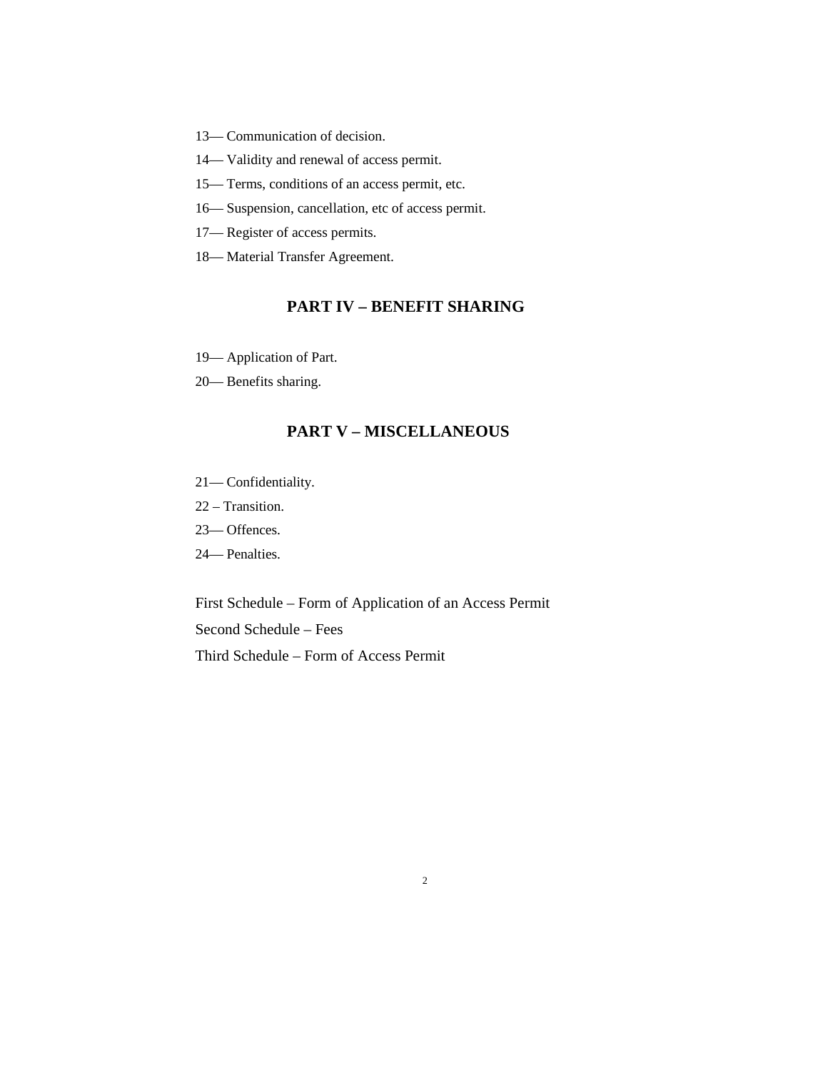13— Communication of decision.

14— Validity and renewal of access permit.

15— Terms, conditions of an access permit, etc.

16— Suspension, cancellation, etc of access permit.

17— Register of access permits.

18— Material Transfer Agreement.

## PART IV – BENEFIT SHARING

19— Application of Part.

20— Benefits sharing.

## PART V – MISCELLANEOUS

21— Confidentiality.

22 – Transition.

23— Offences.

24— Penalties.

First Schedule – Form of Application of an Access Permit

Second Schedule – Fees

Third Schedule – Form of Access Permit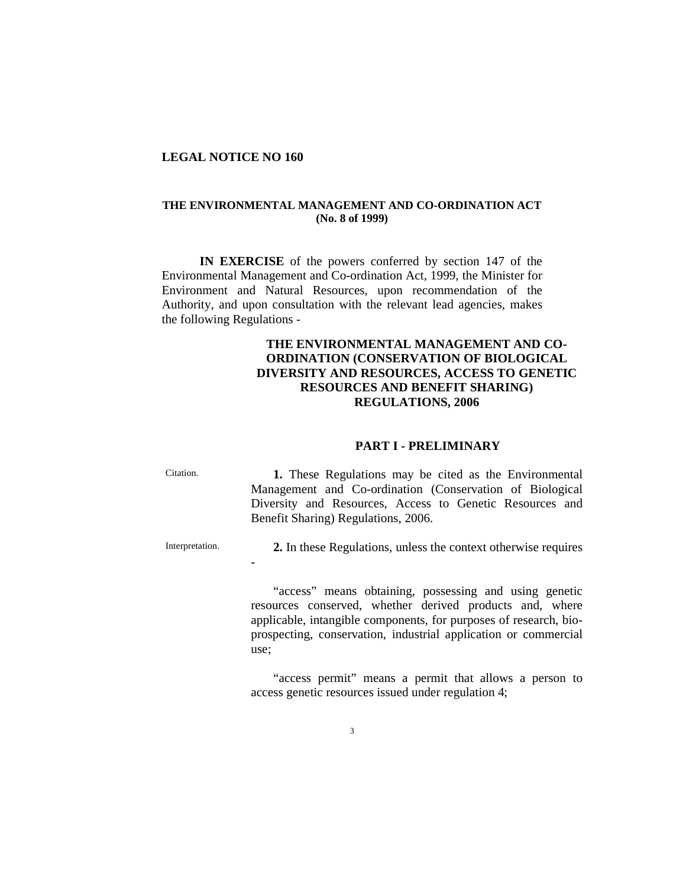**LEGAL NOTICE NO 160**

**THE ENVIRONMENTAL MANAGEMENT AND CO-ORDINATION ACT (No. 8 of 1999)**

**IN EXERCISE** of the powers conferred by section 147 of the Environmental Management and Co-ordination Act, 1999, the Minister for Environment and Natural Resources, upon recommendation of the Authority, and upon consultation with the relevant lead agencies, makes the following Regulations -

# THE ENVIRONMENTAL MANAGEMENT AND CO-ORDINATION (CONSERVATION OF BIOLOGICAL DIVERSITY AND RESOURCES, ACCESS TO GENETIC RESOURCES AND BENEFIT SHARING) REGULATIONS, 2006

## PART I - PRELIMINARY

Citation.

**1.** These Regulations may be cited as the Environmental Management and Co-ordination (Conservation of Biological Diversity and Resources, Access to Genetic Resources and Benefit Sharing) Regulations, 2006.

Interpretation.

**2.** In these Regulations, unless the context otherwise requires -

"access" means obtaining, possessing and using genetic resources conserved, whether derived products and, where applicable, intangible components, for purposes of research, bio-prospecting, conservation, industrial application or commercial use;

"access permit" means a permit that allows a person to access genetic resources issued under regulation 4;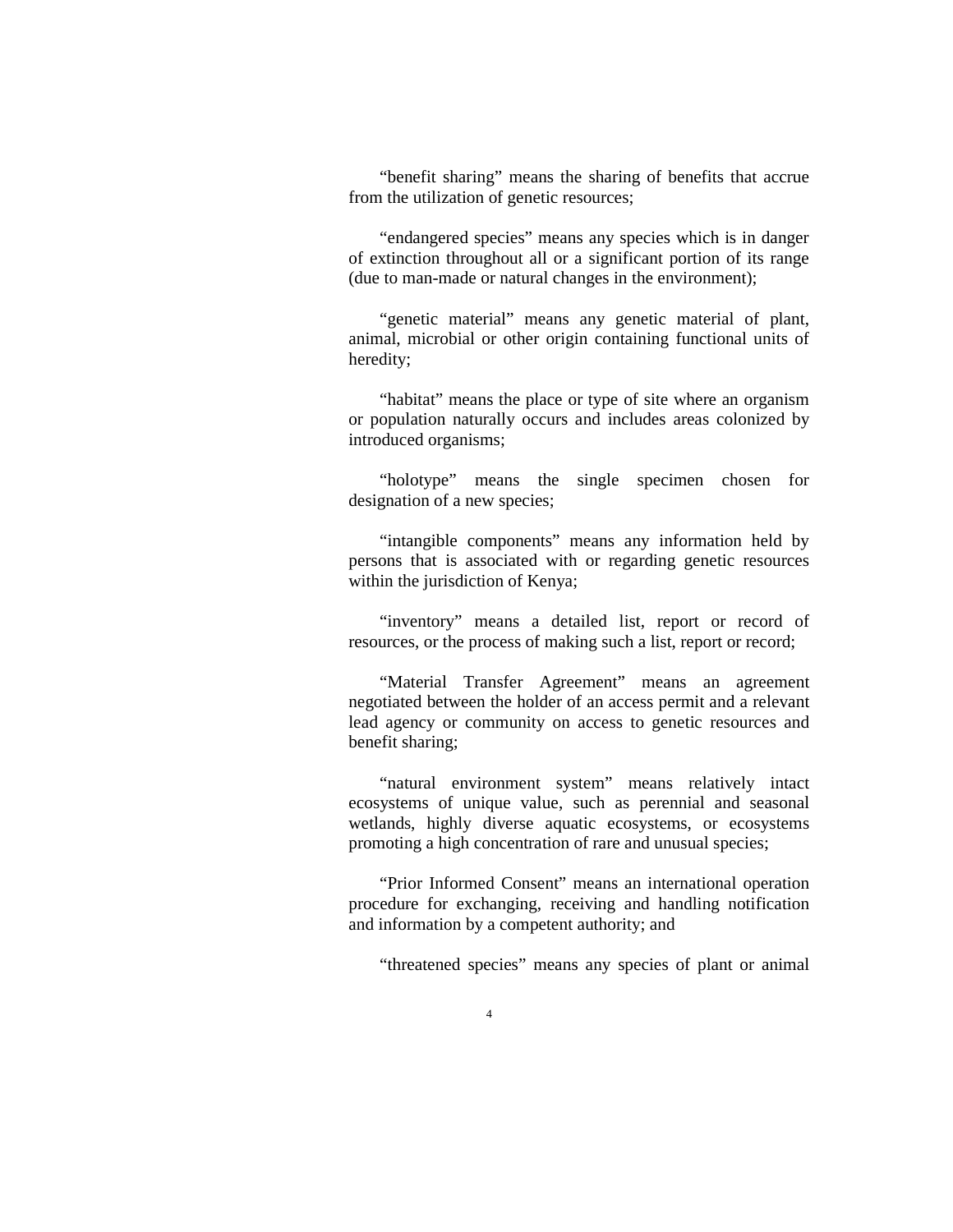"benefit sharing" means the sharing of benefits that accrue from the utilization of genetic resources;

"endangered species" means any species which is in danger of extinction throughout all or a significant portion of its range (due to man-made or natural changes in the environment);

"genetic material" means any genetic material of plant, animal, microbial or other origin containing functional units of heredity;

"habitat" means the place or type of site where an organism or population naturally occurs and includes areas colonized by introduced organisms;

"holotype" means the single specimen chosen for designation of a new species;

"intangible components" means any information held by persons that is associated with or regarding genetic resources within the jurisdiction of Kenya;

"inventory" means a detailed list, report or record of resources, or the process of making such a list, report or record;

"Material Transfer Agreement" means an agreement negotiated between the holder of an access permit and a relevant lead agency or community on access to genetic resources and benefit sharing;

"natural environment system" means relatively intact ecosystems of unique value, such as perennial and seasonal wetlands, highly diverse aquatic ecosystems, or ecosystems promoting a high concentration of rare and unusual species;

"Prior Informed Consent" means an international operation procedure for exchanging, receiving and handling notification and information by a competent authority; and

"threatened species" means any species of plant or animal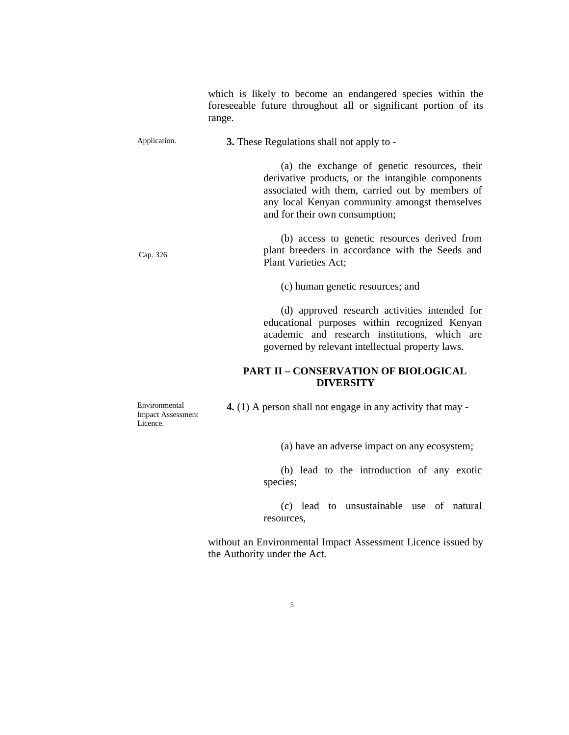which is likely to become an endangered species within the foreseeable future throughout all or significant portion of its range.

Application.

**3.** These Regulations shall not apply to -

(a) the exchange of genetic resources, their derivative products, or the intangible components associated with them, carried out by members of any local Kenyan community amongst themselves and for their own consumption;

Cap. 326

(b) access to genetic resources derived from plant breeders in accordance with the Seeds and Plant Varieties Act;

(c) human genetic resources; and

(d) approved research activities intended for educational purposes within recognized Kenyan academic and research institutions, which are governed by relevant intellectual property laws.

## PART II – CONSERVATION OF BIOLOGICAL DIVERSITY

Environmental Impact Assessment Licence.

**4.** (1) A person shall not engage in any activity that may -

(a) have an adverse impact on any ecosystem;

(b) lead to the introduction of any exotic species;

(c) lead to unsustainable use of natural resources,

without an Environmental Impact Assessment Licence issued by the Authority under the Act.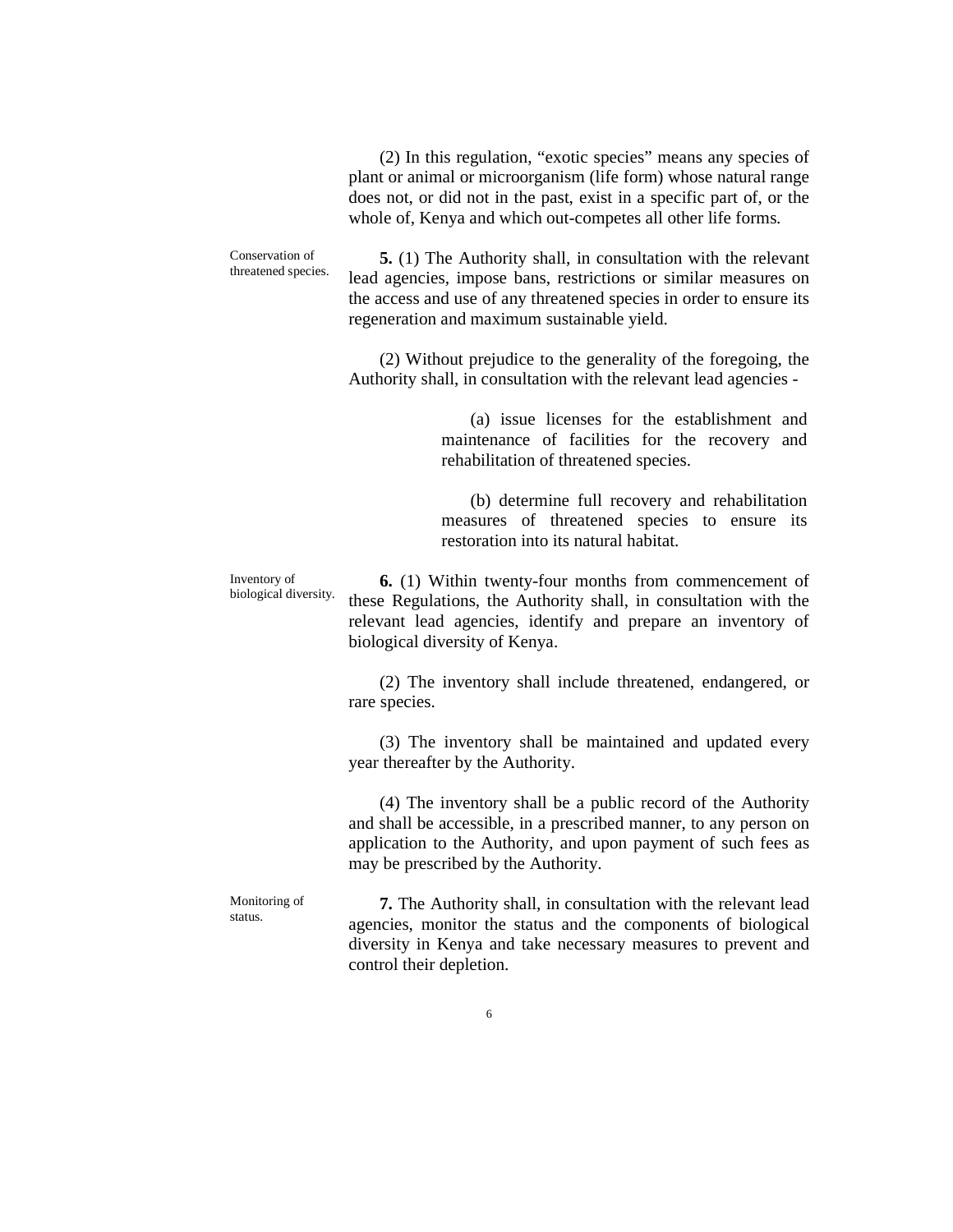(2) In this regulation, "exotic species" means any species of plant or animal or microorganism (life form) whose natural range does not, or did not in the past, exist in a specific part of, or the whole of, Kenya and which out-competes all other life forms.

Conservation of threatened species.

**5.** (1) The Authority shall, in consultation with the relevant lead agencies, impose bans, restrictions or similar measures on the access and use of any threatened species in order to ensure its regeneration and maximum sustainable yield.

(2) Without prejudice to the generality of the foregoing, the Authority shall, in consultation with the relevant lead agencies -

(a) issue licenses for the establishment and maintenance of facilities for the recovery and rehabilitation of threatened species.

(b) determine full recovery and rehabilitation measures of threatened species to ensure its restoration into its natural habitat.

Inventory of biological diversity.

**6.** (1) Within twenty-four months from commencement of these Regulations, the Authority shall, in consultation with the relevant lead agencies, identify and prepare an inventory of biological diversity of Kenya.

(2) The inventory shall include threatened, endangered, or rare species.

(3) The inventory shall be maintained and updated every year thereafter by the Authority.

(4) The inventory shall be a public record of the Authority and shall be accessible, in a prescribed manner, to any person on application to the Authority, and upon payment of such fees as may be prescribed by the Authority.

Monitoring of status.

**7.** The Authority shall, in consultation with the relevant lead agencies, monitor the status and the components of biological diversity in Kenya and take necessary measures to prevent and control their depletion.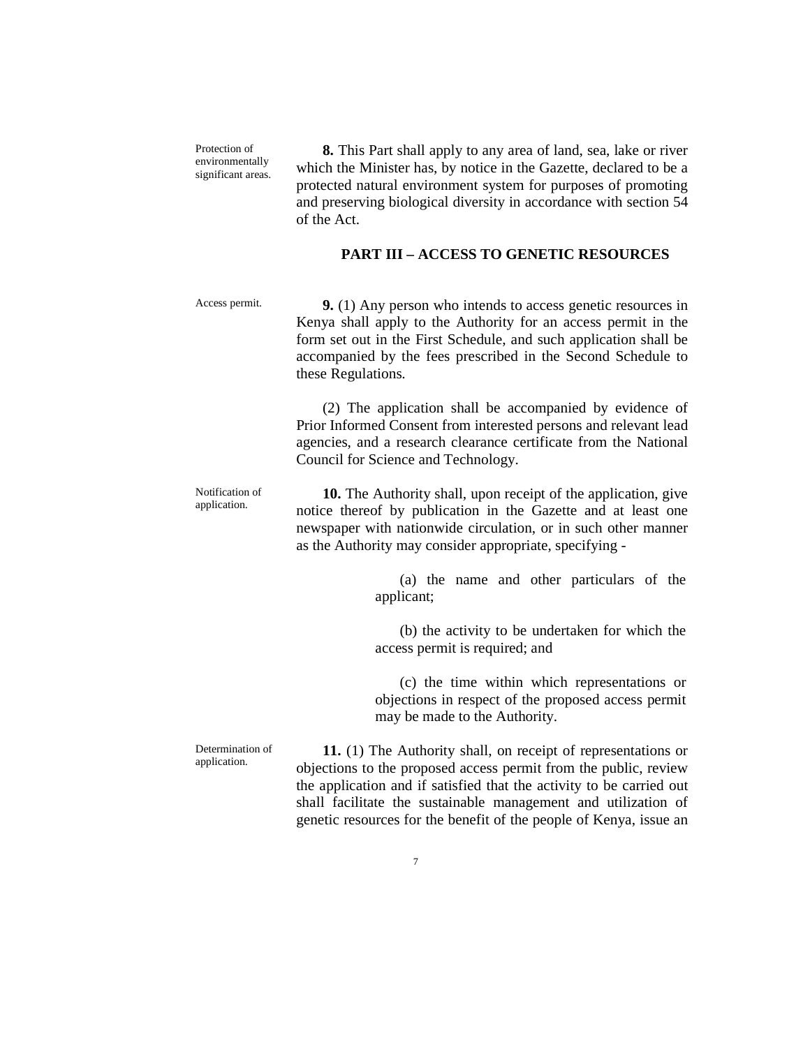Protection of environmentally significant areas.

**8.** This Part shall apply to any area of land, sea, lake or river which the Minister has, by notice in the Gazette, declared to be a protected natural environment system for purposes of promoting and preserving biological diversity in accordance with section 54 of the Act.

## PART III – ACCESS TO GENETIC RESOURCES

Access permit.

**9.** (1) Any person who intends to access genetic resources in Kenya shall apply to the Authority for an access permit in the form set out in the First Schedule, and such application shall be accompanied by the fees prescribed in the Second Schedule to these Regulations.

(2) The application shall be accompanied by evidence of Prior Informed Consent from interested persons and relevant lead agencies, and a research clearance certificate from the National Council for Science and Technology.

Notification of application.

**10.** The Authority shall, upon receipt of the application, give notice thereof by publication in the Gazette and at least one newspaper with nationwide circulation, or in such other manner as the Authority may consider appropriate, specifying -

(a) the name and other particulars of the applicant;

(b) the activity to be undertaken for which the access permit is required; and

(c) the time within which representations or objections in respect of the proposed access permit may be made to the Authority.

Determination of application.

**11.** (1) The Authority shall, on receipt of representations or objections to the proposed access permit from the public, review the application and if satisfied that the activity to be carried out shall facilitate the sustainable management and utilization of genetic resources for the benefit of the people of Kenya, issue an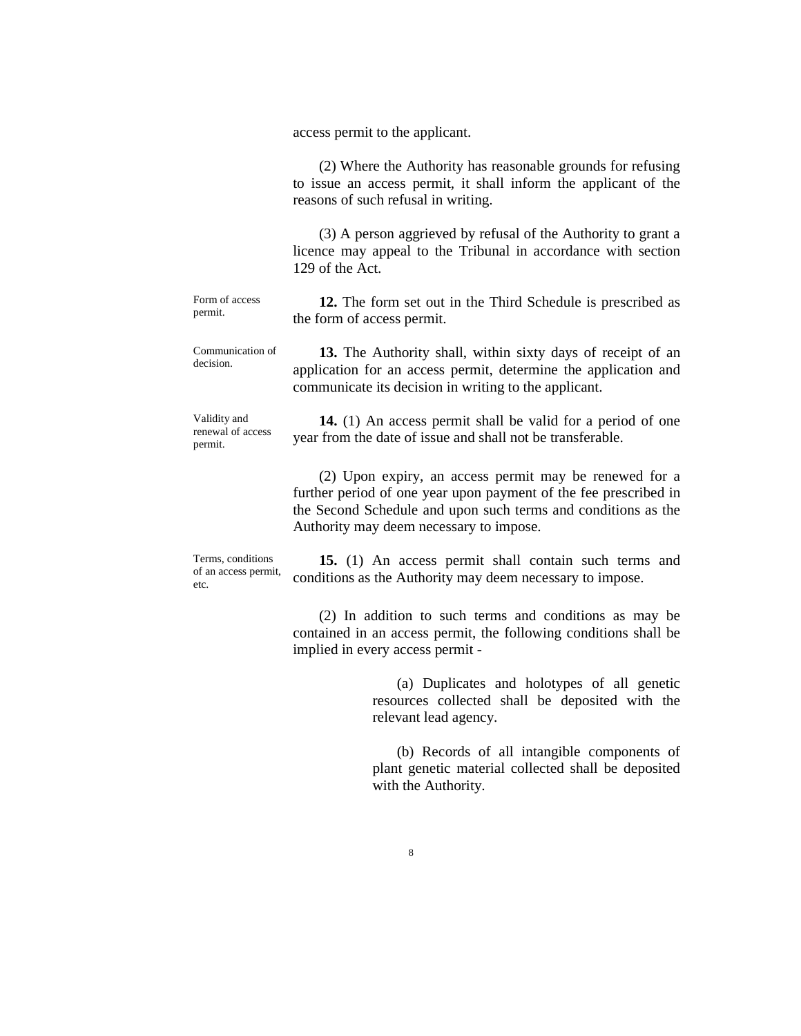access permit to the applicant.

(2) Where the Authority has reasonable grounds for refusing to issue an access permit, it shall inform the applicant of the reasons of such refusal in writing.

(3) A person aggrieved by refusal of the Authority to grant a licence may appeal to the Tribunal in accordance with section 129 of the Act.

Form of access permit.

**12.** The form set out in the Third Schedule is prescribed as the form of access permit.

Communication of decision.

**13.** The Authority shall, within sixty days of receipt of an application for an access permit, determine the application and communicate its decision in writing to the applicant.

Validity and renewal of access permit.

**14.** (1) An access permit shall be valid for a period of one year from the date of issue and shall not be transferable.

(2) Upon expiry, an access permit may be renewed for a further period of one year upon payment of the fee prescribed in the Second Schedule and upon such terms and conditions as the Authority may deem necessary to impose.

Terms, conditions of an access permit, etc.

**15.** (1) An access permit shall contain such terms and conditions as the Authority may deem necessary to impose.

(2) In addition to such terms and conditions as may be contained in an access permit, the following conditions shall be implied in every access permit -

(a) Duplicates and holotypes of all genetic resources collected shall be deposited with the relevant lead agency.

(b) Records of all intangible components of plant genetic material collected shall be deposited with the Authority.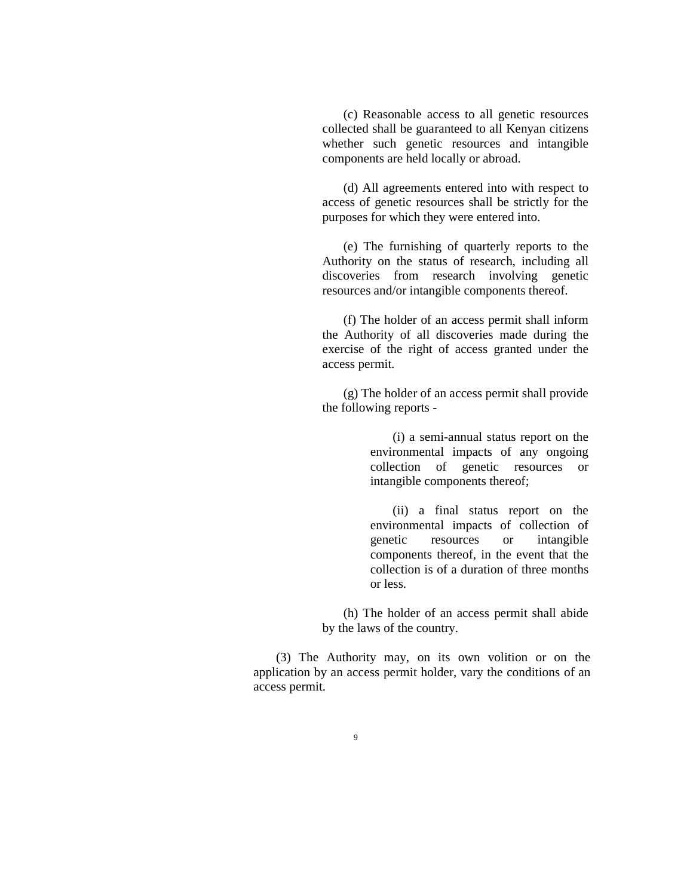(c) Reasonable access to all genetic resources collected shall be guaranteed to all Kenyan citizens whether such genetic resources and intangible components are held locally or abroad.

(d) All agreements entered into with respect to access of genetic resources shall be strictly for the purposes for which they were entered into.

(e) The furnishing of quarterly reports to the Authority on the status of research, including all discoveries from research involving genetic resources and/or intangible components thereof.

(f) The holder of an access permit shall inform the Authority of all discoveries made during the exercise of the right of access granted under the access permit.

(g) The holder of an access permit shall provide the following reports -

(i) a semi-annual status report on the environmental impacts of any ongoing collection of genetic resources or intangible components thereof;

(ii) a final status report on the environmental impacts of collection of genetic resources or intangible components thereof, in the event that the collection is of a duration of three months or less.

(h) The holder of an access permit shall abide by the laws of the country.

(3) The Authority may, on its own volition or on the application by an access permit holder, vary the conditions of an access permit.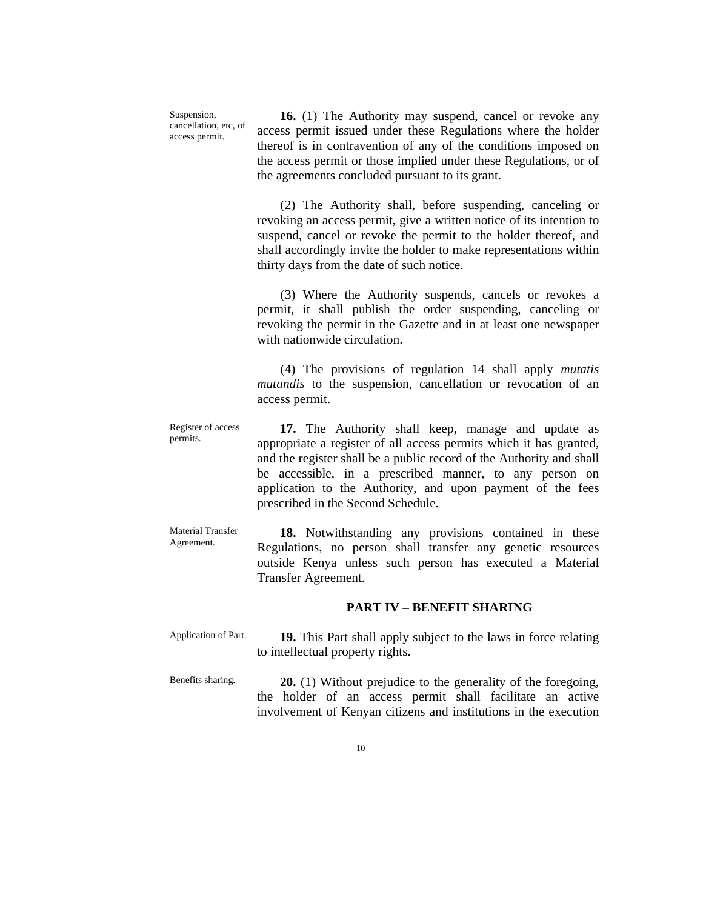Suspension, cancellation, etc, of access permit.

**16.** (1) The Authority may suspend, cancel or revoke any access permit issued under these Regulations where the holder thereof is in contravention of any of the conditions imposed on the access permit or those implied under these Regulations, or of the agreements concluded pursuant to its grant.

(2) The Authority shall, before suspending, canceling or revoking an access permit, give a written notice of its intention to suspend, cancel or revoke the permit to the holder thereof, and shall accordingly invite the holder to make representations within thirty days from the date of such notice.

(3) Where the Authority suspends, cancels or revokes a permit, it shall publish the order suspending, canceling or revoking the permit in the Gazette and in at least one newspaper with nationwide circulation.

(4) The provisions of regulation 14 shall apply *mutatis mutandis* to the suspension, cancellation or revocation of an access permit.

Register of access permits.

**17.** The Authority shall keep, manage and update as appropriate a register of all access permits which it has granted, and the register shall be a public record of the Authority and shall be accessible, in a prescribed manner, to any person on application to the Authority, and upon payment of the fees prescribed in the Second Schedule.

Material Transfer Agreement.

**18.** Notwithstanding any provisions contained in these Regulations, no person shall transfer any genetic resources outside Kenya unless such person has executed a Material Transfer Agreement.

## PART IV – BENEFIT SHARING

Application of Part.

**19.** This Part shall apply subject to the laws in force relating to intellectual property rights.

Benefits sharing.

**20.** (1) Without prejudice to the generality of the foregoing, the holder of an access permit shall facilitate an active involvement of Kenyan citizens and institutions in the execution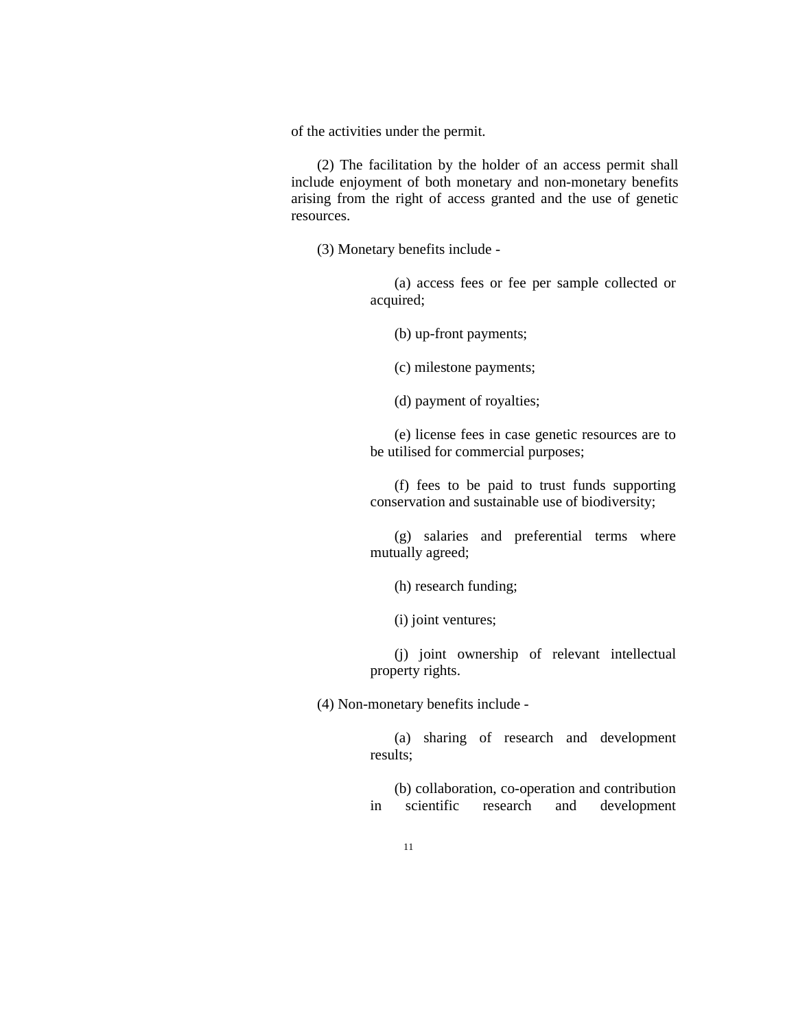of the activities under the permit.

(2) The facilitation by the holder of an access permit shall include enjoyment of both monetary and non-monetary benefits arising from the right of access granted and the use of genetic resources.

(3) Monetary benefits include -

(a) access fees or fee per sample collected or acquired;

(b) up-front payments;

(c) milestone payments;

(d) payment of royalties;

(e) license fees in case genetic resources are to be utilised for commercial purposes;

(f) fees to be paid to trust funds supporting conservation and sustainable use of biodiversity;

(g) salaries and preferential terms where mutually agreed;

(h) research funding;

(i) joint ventures;

(j) joint ownership of relevant intellectual property rights.

(4) Non-monetary benefits include -

(a) sharing of research and development results;

(b) collaboration, co-operation and contribution in scientific research and development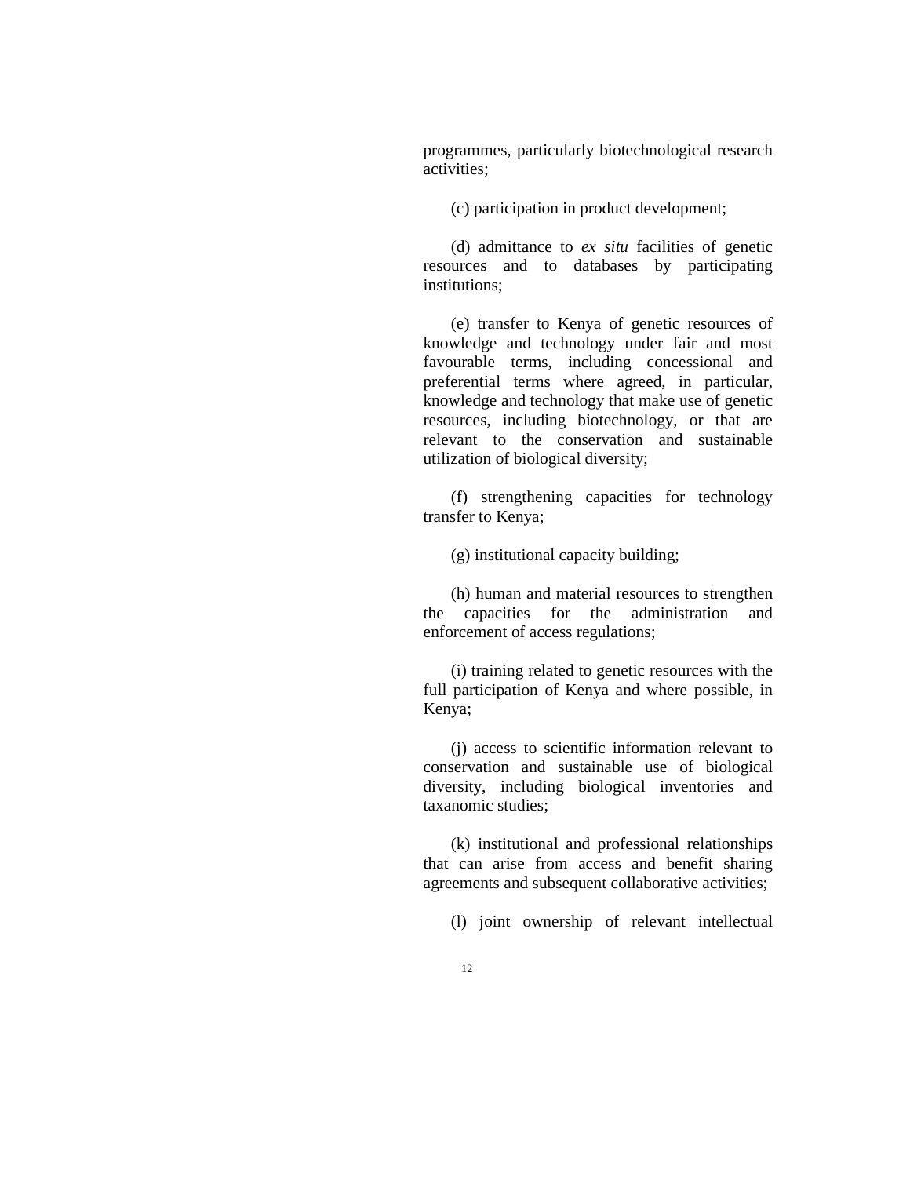programmes, particularly biotechnological research activities;

(c) participation in product development;

(d) admittance to *ex situ* facilities of genetic resources and to databases by participating institutions;

(e) transfer to Kenya of genetic resources of knowledge and technology under fair and most favourable terms, including concessional and preferential terms where agreed, in particular, knowledge and technology that make use of genetic resources, including biotechnology, or that are relevant to the conservation and sustainable utilization of biological diversity;

(f) strengthening capacities for technology transfer to Kenya;

(g) institutional capacity building;

(h) human and material resources to strengthen the capacities for the administration and enforcement of access regulations;

(i) training related to genetic resources with the full participation of Kenya and where possible, in Kenya;

(j) access to scientific information relevant to conservation and sustainable use of biological diversity, including biological inventories and taxanomic studies;

(k) institutional and professional relationships that can arise from access and benefit sharing agreements and subsequent collaborative activities;

(l) joint ownership of relevant intellectual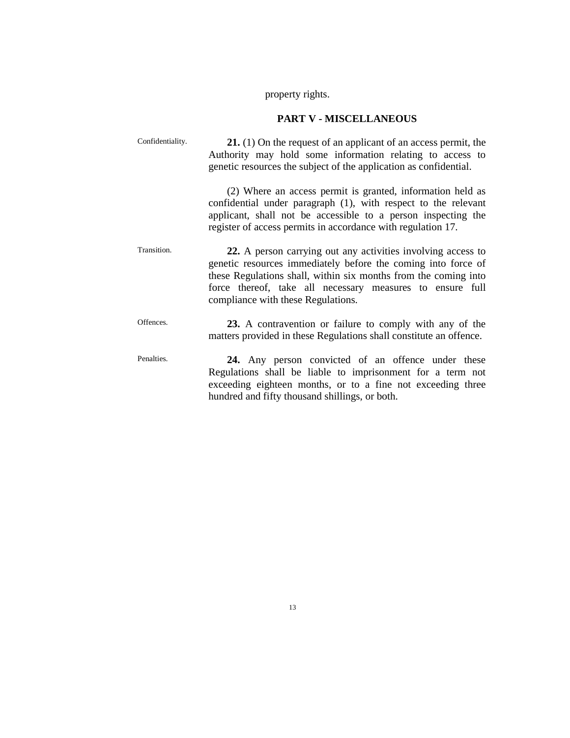property rights.

## PART V - MISCELLANEOUS

Confidentiality.

**21.** (1) On the request of an applicant of an access permit, the Authority may hold some information relating to access to genetic resources the subject of the application as confidential.

(2) Where an access permit is granted, information held as confidential under paragraph (1), with respect to the relevant applicant, shall not be accessible to a person inspecting the register of access permits in accordance with regulation 17.

Transition.

**22.** A person carrying out any activities involving access to genetic resources immediately before the coming into force of these Regulations shall, within six months from the coming into force thereof, take all necessary measures to ensure full compliance with these Regulations.

Offences.

**23.** A contravention or failure to comply with any of the matters provided in these Regulations shall constitute an offence.

Penalties.

**24.** Any person convicted of an offence under these Regulations shall be liable to imprisonment for a term not exceeding eighteen months, or to a fine not exceeding three hundred and fifty thousand shillings, or both.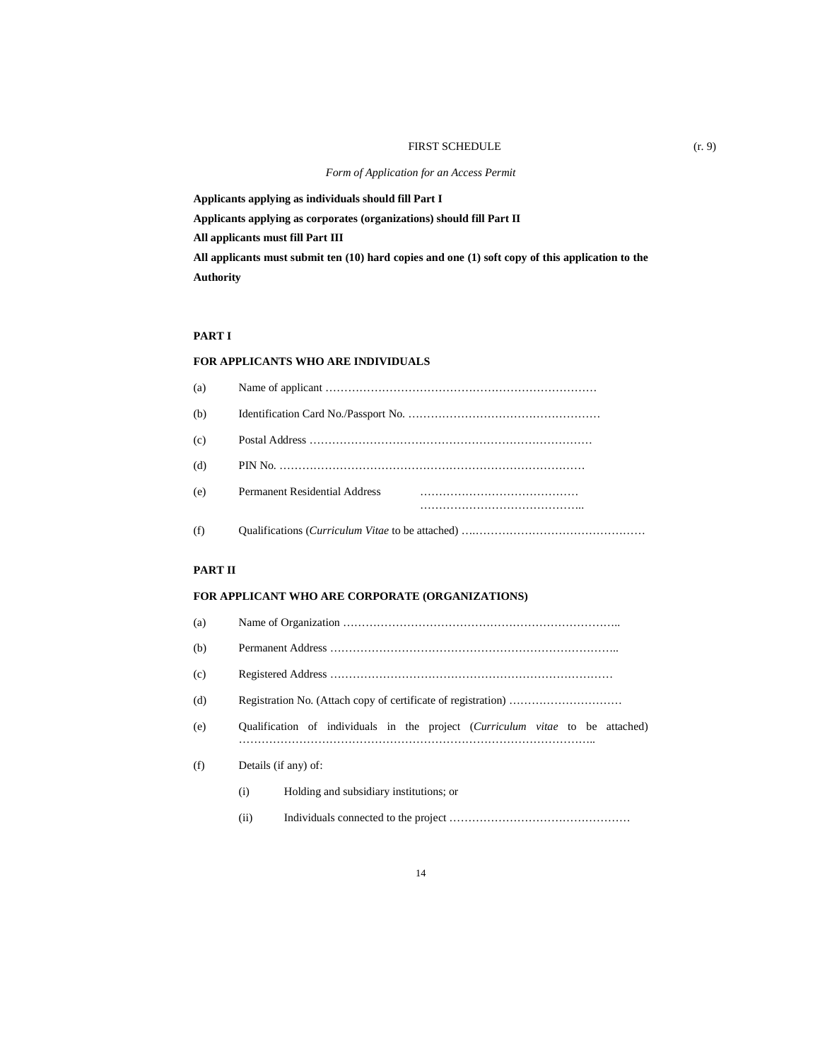FIRST SCHEDULE (r. 9)

*Form of Application for an Access Permit*

**Applicants applying as individuals should fill Part I**

**Applicants applying as corporates (organizations) should fill Part II**

**All applicants must fill Part III**

**All applicants must submit ten (10) hard copies and one (1) soft copy of this application to the Authority**

**PART I**

**FOR APPLICANTS WHO ARE INDIVIDUALS**

(a) Name of applicant ………………………………………………………………

(b) Identification Card No./Passport No. …………………………………………

(c) Postal Address …………………………………………………………………

(d) PIN No. ………………………………………………………………………

(e) Permanent Residential Address …………………………………… ……………………………………..

(f) Qualifications (*Curriculum Vitae* to be attached) ….………………………………………

**PART II**

**FOR APPLICANT WHO ARE CORPORATE (ORGANIZATIONS)**

(a) Name of Organization ………………………………………………………………..

(b) Permanent Address …………………………………………………………………..

(c) Registered Address …………………………………………………………………

(d) Registration No. (Attach copy of certificate of registration) …………………………

(e) Qualification of individuals in the project (*Curriculum vitae* to be attached) ……………………………………………………………………………………..

(f) Details (if any) of:

(i) Holding and subsidiary institutions; or

(ii) Individuals connected to the project …………………………………………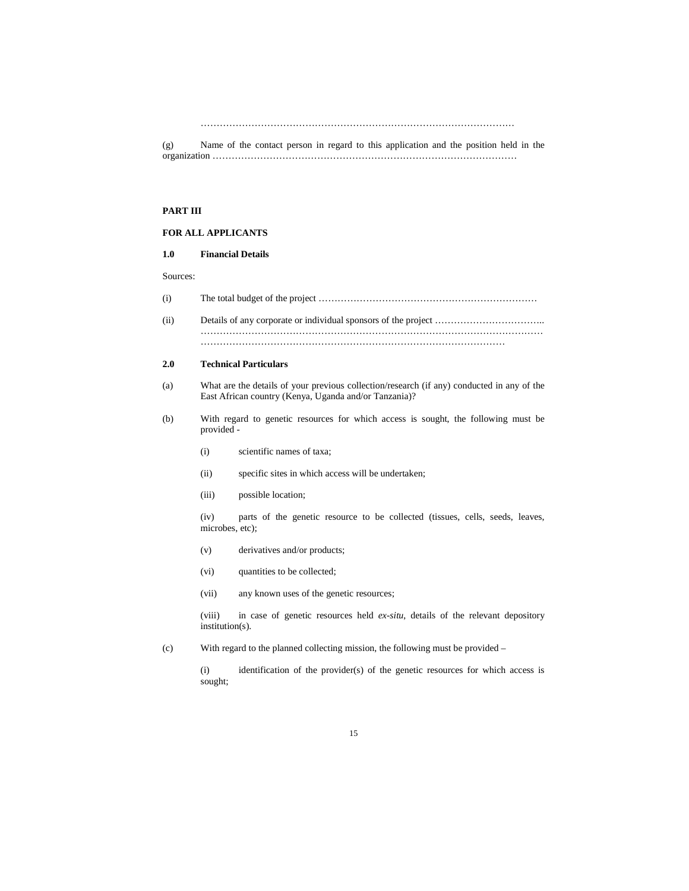…………………………………………………………………………………………

(g) Name of the contact person in regard to this application and the position held in the organization ………………………………………………………………………………………

**PART III**

**FOR ALL APPLICANTS**

**1.0 Financial Details**

Sources:

(i) The total budget of the project ……………………………………………………………

(ii) Details of any corporate or individual sponsors of the project …………………………….. ………………………………………………………………………………………………… ………………………………………………………………………………………

**2.0 Technical Particulars**

(a) What are the details of your previous collection/research (if any) conducted in any of the East African country (Kenya, Uganda and/or Tanzania)?

(b) With regard to genetic resources for which access is sought, the following must be provided -

(i) scientific names of taxa;

(ii) specific sites in which access will be undertaken;

(iii) possible location;

(iv) parts of the genetic resource to be collected (tissues, cells, seeds, leaves, microbes, etc);

(v) derivatives and/or products;

(vi) quantities to be collected;

(vii) any known uses of the genetic resources;

(viii) in case of genetic resources held *ex-situ*, details of the relevant depository institution(s).

(c) With regard to the planned collecting mission, the following must be provided –

(i) identification of the provider(s) of the genetic resources for which access is sought;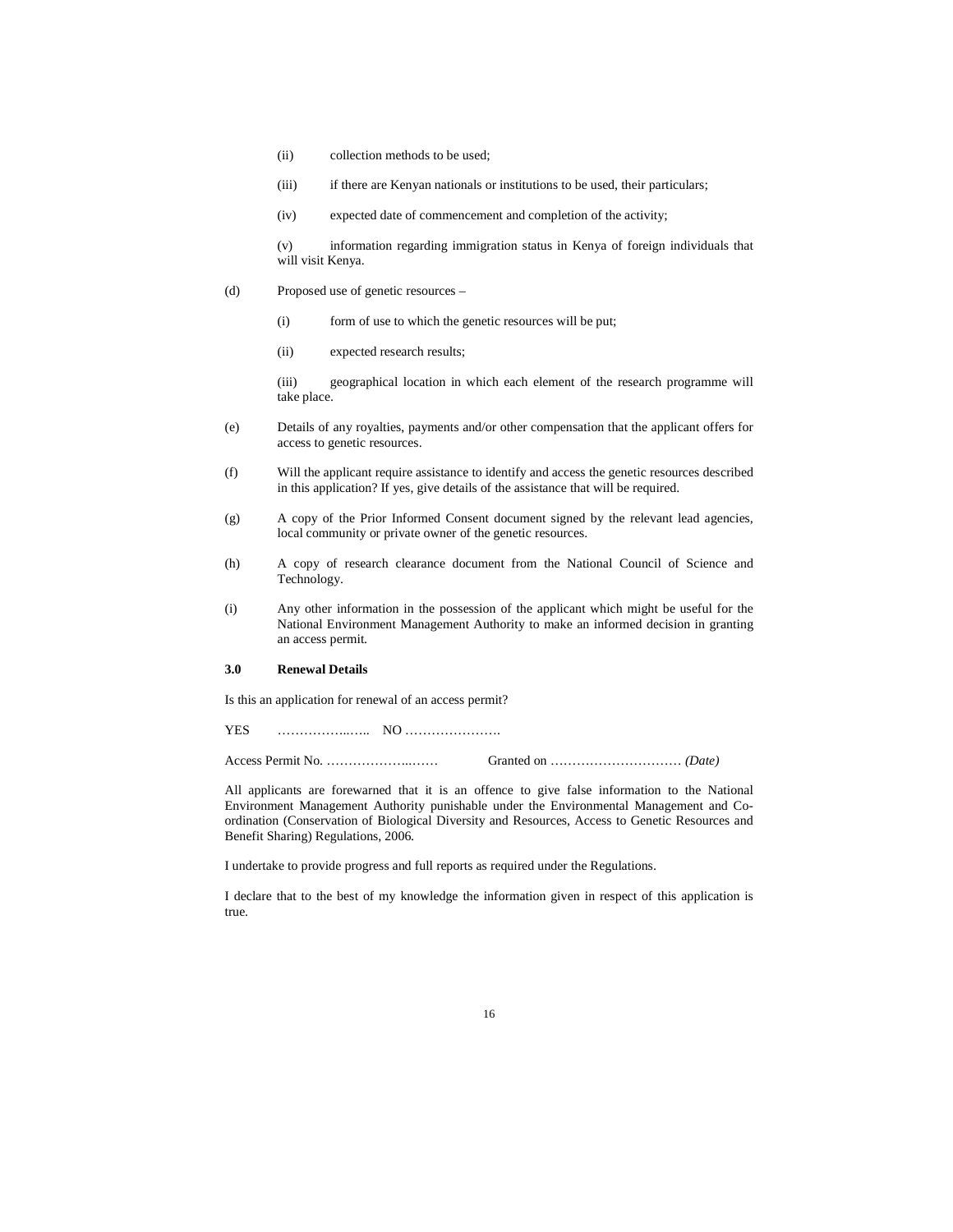(ii) collection methods to be used;

(iii) if there are Kenyan nationals or institutions to be used, their particulars;

(iv) expected date of commencement and completion of the activity;

(v) information regarding immigration status in Kenya of foreign individuals that will visit Kenya.

(d) Proposed use of genetic resources –

(i) form of use to which the genetic resources will be put;

(ii) expected research results;

(iii) geographical location in which each element of the research programme will take place.

(e) Details of any royalties, payments and/or other compensation that the applicant offers for access to genetic resources.

(f) Will the applicant require assistance to identify and access the genetic resources described in this application? If yes, give details of the assistance that will be required.

(g) A copy of the Prior Informed Consent document signed by the relevant lead agencies, local community or private owner of the genetic resources.

(h) A copy of research clearance document from the National Council of Science and Technology.

(i) Any other information in the possession of the applicant which might be useful for the National Environment Management Authority to make an informed decision in granting an access permit.

**3.0 Renewal Details**

Is this an application for renewal of an access permit?

YES ……………..….. NO ………………….

Access Permit No. ………………..…… Granted on ………………………… *(Date)*

All applicants are forewarned that it is an offence to give false information to the National Environment Management Authority punishable under the Environmental Management and Co-ordination (Conservation of Biological Diversity and Resources, Access to Genetic Resources and Benefit Sharing) Regulations, 2006.

I undertake to provide progress and full reports as required under the Regulations.

I declare that to the best of my knowledge the information given in respect of this application is true.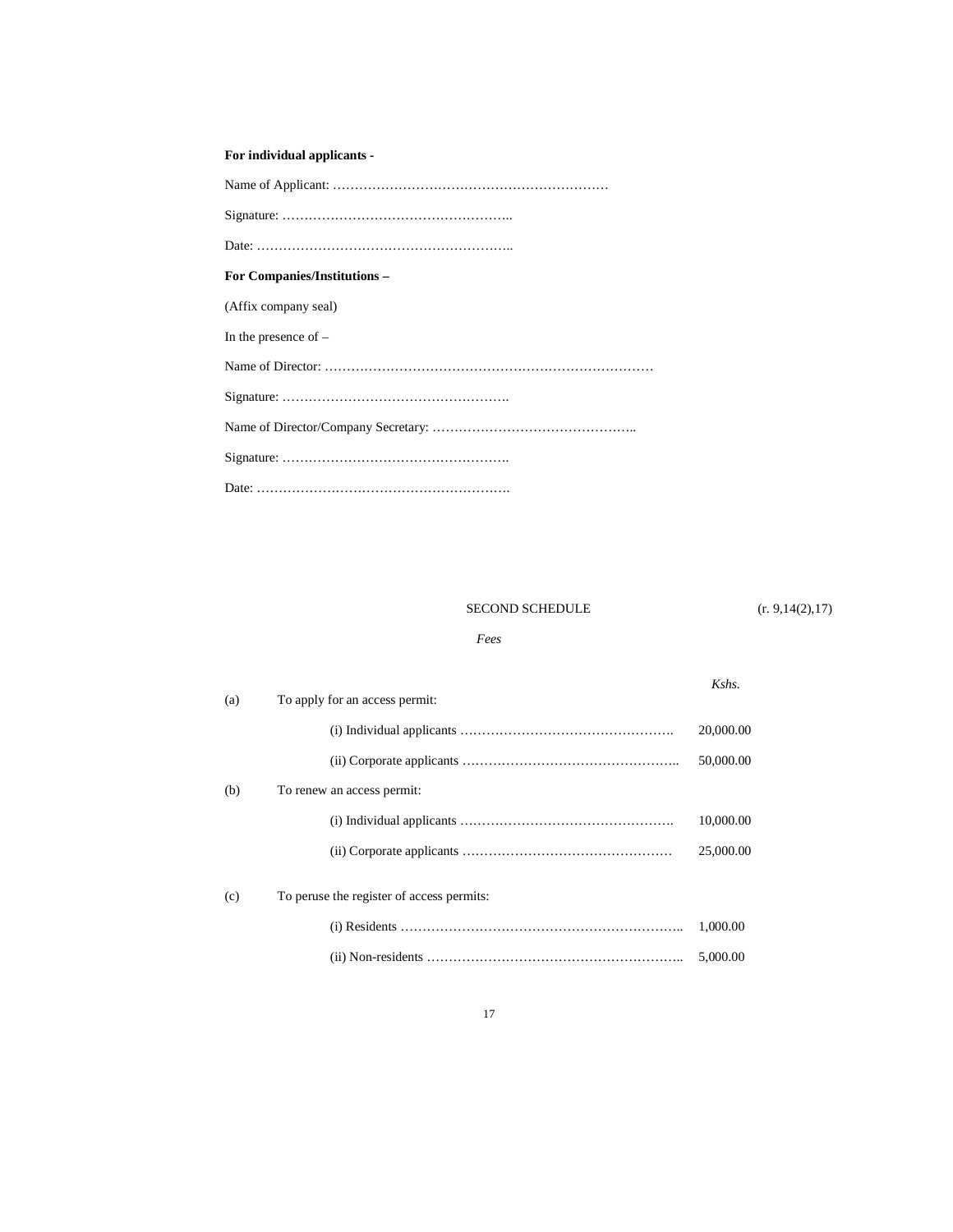**For individual applicants -**

Name of Applicant: ………………………………………………………

Signature: ……………………………………………..

Date: …………………………………………………..

**For Companies/Institutions –**

(Affix company seal)

In the presence of –

Name of Director: ………………………………………………………………

Signature: …………………………………………….

Name of Director/Company Secretary: ………………………………………..

Signature: …………………………………………….

Date: ………………………………………………….

SECOND SCHEDULE (r. 9,14(2),17)

*Fees*

| | | *Kshs.* |
|---|---|---|
| (a) | To apply for an access permit: | |
| | (i) Individual applicants …………………………………………. | 20,000.00 |
| | (ii) Corporate applicants ………………………………………….. | 50,000.00 |
| (b) | To renew an access permit: | |
| | (i) Individual applicants …………………………………………. | 10,000.00 |
| | (ii) Corporate applicants ………………………………………… | 25,000.00 |
| (c) | To peruse the register of access permits: | |
| | (i) Residents ……………………………………………………….. | 1,000.00 |
| | (ii) Non-residents ………………………………………………….. | 5,000.00 |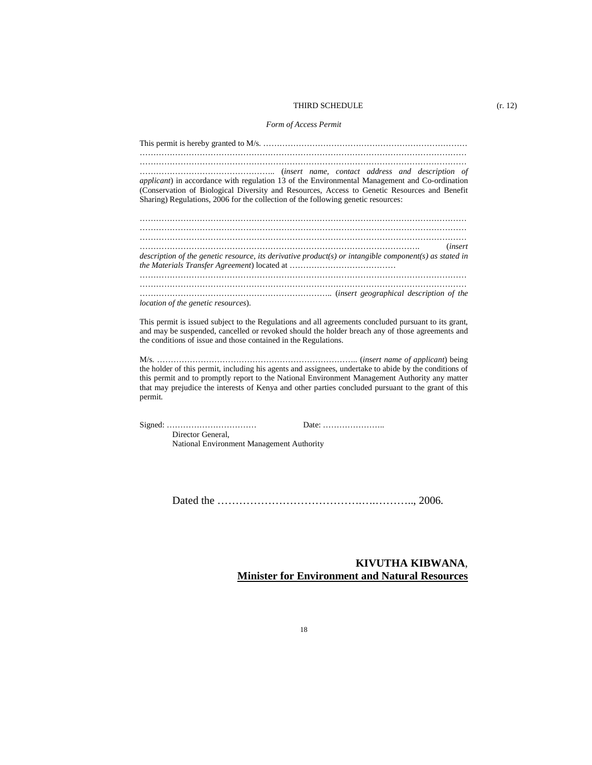## THIRD SCHEDULE

(r. 12)

*Form of Access Permit*

This permit is hereby granted to M/s. ………………………………………………………………… ……………………………………………………………………………………………………… ……………………………………………………………………………………………………… ………………………………………….. (*insert name, contact address and description of applicant*) in accordance with regulation 13 of the Environmental Management and Co-ordination (Conservation of Biological Diversity and Resources, Access to Genetic Resources and Benefit Sharing) Regulations, 2006 for the collection of the following genetic resources:

……………………………………………………………………………………………………… ……………………………………………………………………………………………………… ……………………………………………………………………………………………………… ………………………………………………………………………………………. (*insert description of the genetic resource, its derivative product(s) or intangible component(s) as stated in the Materials Transfer Agreement*) located at ………………………………… ……………………………………………………………………………………………………… ……………………………………………………………………………………………………… …………………………………………………………….. (*insert geographical description of the location of the genetic resources*).

This permit is issued subject to the Regulations and all agreements concluded pursuant to its grant, and may be suspended, cancelled or revoked should the holder breach any of those agreements and the conditions of issue and those contained in the Regulations.

M/s. ……………………………………………………………….. (*insert name of applicant*) being the holder of this permit, including his agents and assignees, undertake to abide by the conditions of this permit and to promptly report to the National Environment Management Authority any matter that may prejudice the interests of Kenya and other parties concluded pursuant to the grant of this permit.

Signed: …………………………… Date: …………………..

Director General,
National Environment Management Authority

Dated the ……………………………………………….., 2006.

**KIVUTHA KIBWANA**,
**Minister for Environment and Natural Resources**